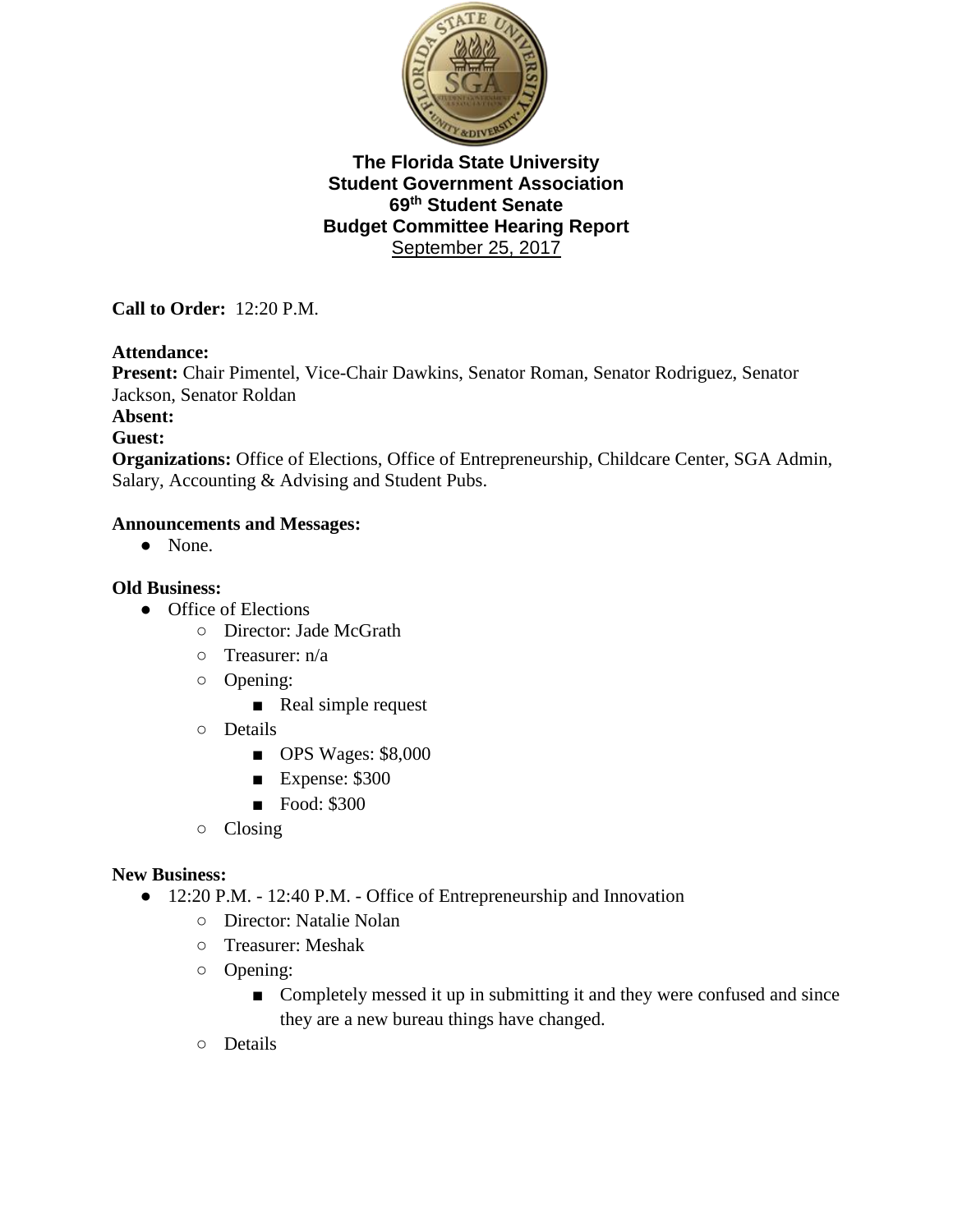**The Florida State University**
**Student Government Association**
**69th Student Senate**
**Budget Committee Hearing Report**
September 25, 2017

**Call to Order:** 12:20 P.M.

**Attendance:**
**Present:** Chair Pimentel, Vice-Chair Dawkins, Senator Roman, Senator Rodriguez, Senator Jackson, Senator Roldan
**Absent:**
**Guest:**
**Organizations:** Office of Elections, Office of Entrepreneurship, Childcare Center, SGA Admin, Salary, Accounting & Advising and Student Pubs.

**Announcements and Messages:**

- None.

**Old Business:**

- Office of Elections
    - Director: Jade McGrath
    - Treasurer: n/a
    - Opening:
        - Real simple request
    - Details
        - OPS Wages: $8,000
        - Expense: $300
        - Food: $300
    - Closing

**New Business:**

- 12:20 P.M. - 12:40 P.M. - Office of Entrepreneurship and Innovation
    - Director: Natalie Nolan
    - Treasurer: Meshak
    - Opening:
        - Completely messed it up in submitting it and they were confused and since they are a new bureau things have changed.
    - Details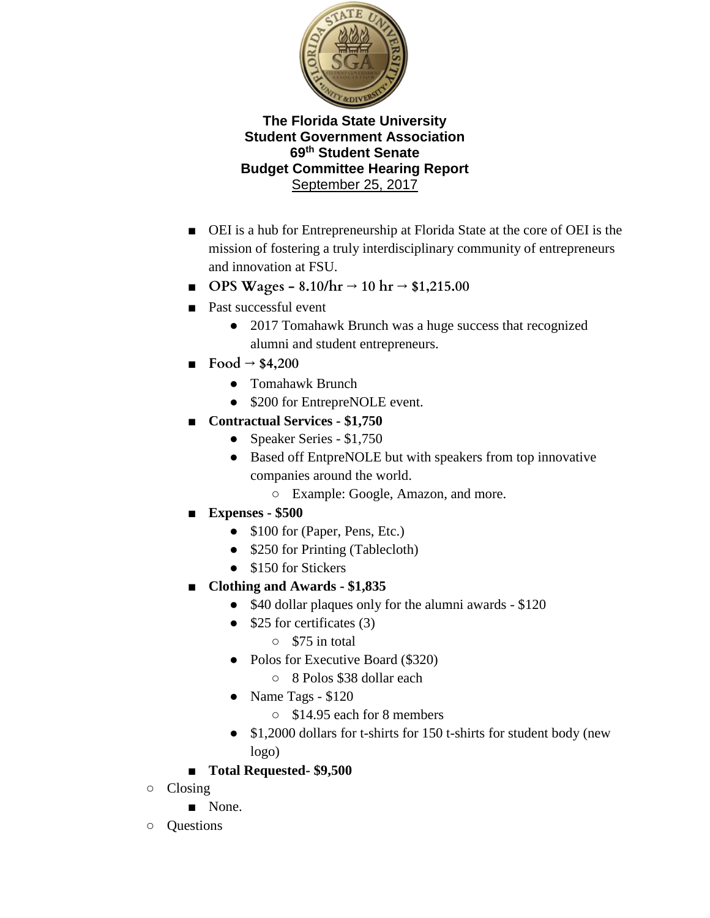**The Florida State University**
**Student Government Association**
**69th Student Senate**
**Budget Committee Hearing Report**
September 25, 2017

- OEI is a hub for Entrepreneurship at Florida State at the core of OEI is the mission of fostering a truly interdisciplinary community of entrepreneurs and innovation at FSU.
- **OPS Wages - 8.10/hr → 10 hr → $1,215.00**
- Past successful event
  - 2017 Tomahawk Brunch was a huge success that recognized alumni and student entrepreneurs.
- **Food → $4,200**
  - Tomahawk Brunch
  - $200 for EntrepreNOLE event.
- **Contractual Services - $1,750**
  - Speaker Series - $1,750
  - Based off EntpreNOLE but with speakers from top innovative companies around the world.
    - Example: Google, Amazon, and more.
- **Expenses - $500**
  - $100 for (Paper, Pens, Etc.)
  - $250 for Printing (Tablecloth)
  - $150 for Stickers
- **Clothing and Awards - $1,835**
  - $40 dollar plaques only for the alumni awards - $120
  - $25 for certificates (3)
    - $75 in total
  - Polos for Executive Board ($320)
    - 8 Polos $38 dollar each
  - Name Tags - $120
    - $14.95 each for 8 members
  - $1,2000 dollars for t-shirts for 150 t-shirts for student body (new logo)
- **Total Requested- $9,500**

- Closing
  - None.
- Questions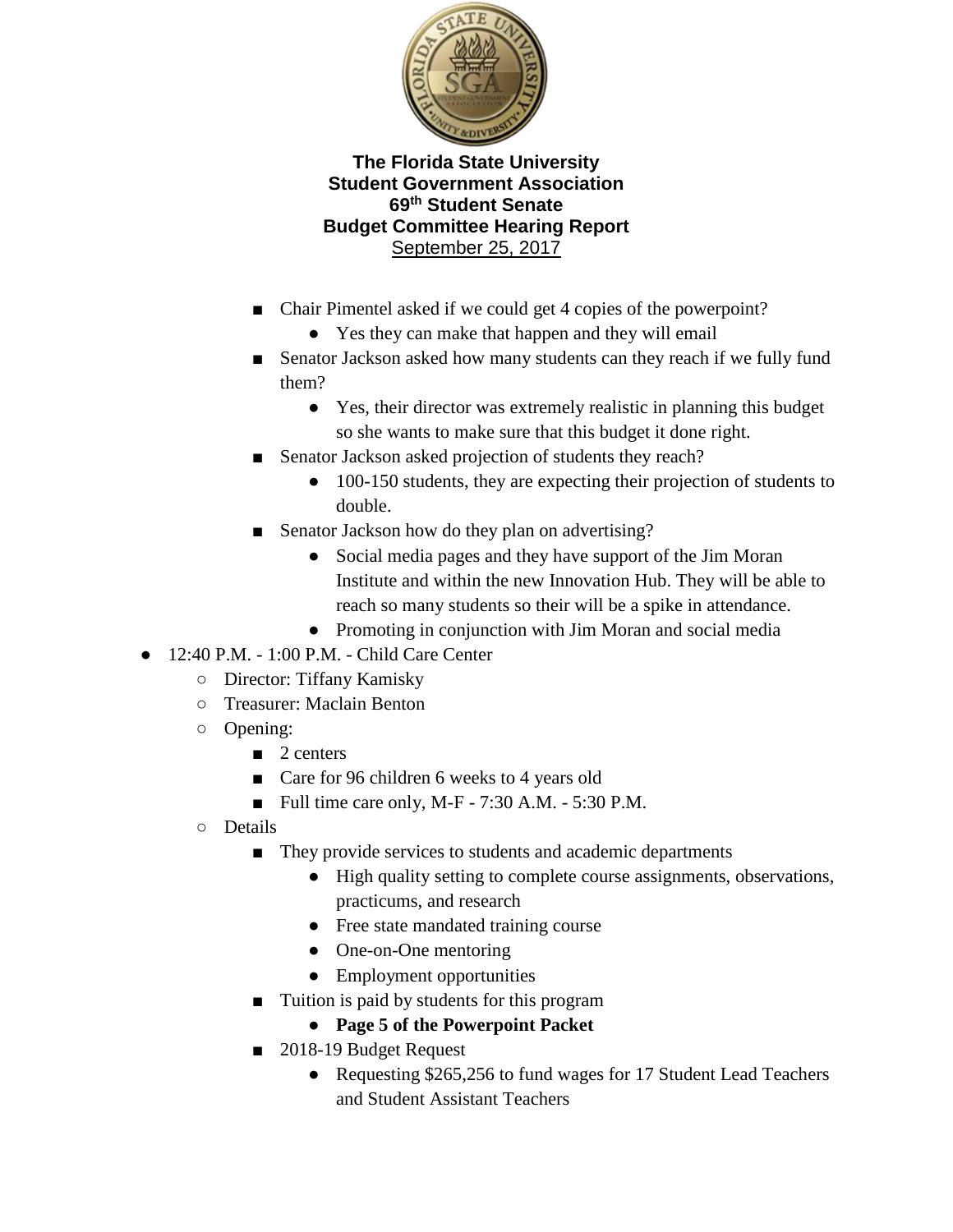**The Florida State University**
**Student Government Association**
**69th Student Senate**
**Budget Committee Hearing Report**
September 25, 2017

        - Chair Pimentel asked if we could get 4 copies of the powerpoint?
            - Yes they can make that happen and they will email
        - Senator Jackson asked how many students can they reach if we fully fund them?
            - Yes, their director was extremely realistic in planning this budget so she wants to make sure that this budget it done right.
        - Senator Jackson asked projection of students they reach?
            - 100-150 students, they are expecting their projection of students to double.
        - Senator Jackson how do they plan on advertising?
            - Social media pages and they have support of the Jim Moran Institute and within the new Innovation Hub. They will be able to reach so many students so their will be a spike in attendance.
            - Promoting in conjunction with Jim Moran and social media

- 12:40 P.M. - 1:00 P.M. - Child Care Center
    - Director: Tiffany Kamisky
    - Treasurer: Maclain Benton
    - Opening:
        - 2 centers
        - Care for 96 children 6 weeks to 4 years old
        - Full time care only, M-F - 7:30 A.M. - 5:30 P.M.
    - Details
        - They provide services to students and academic departments
            - High quality setting to complete course assignments, observations, practicums, and research
            - Free state mandated training course
            - One-on-One mentoring
            - Employment opportunities
        - Tuition is paid by students for this program
            - **Page 5 of the Powerpoint Packet**
        - 2018-19 Budget Request
            - Requesting $265,256 to fund wages for 17 Student Lead Teachers and Student Assistant Teachers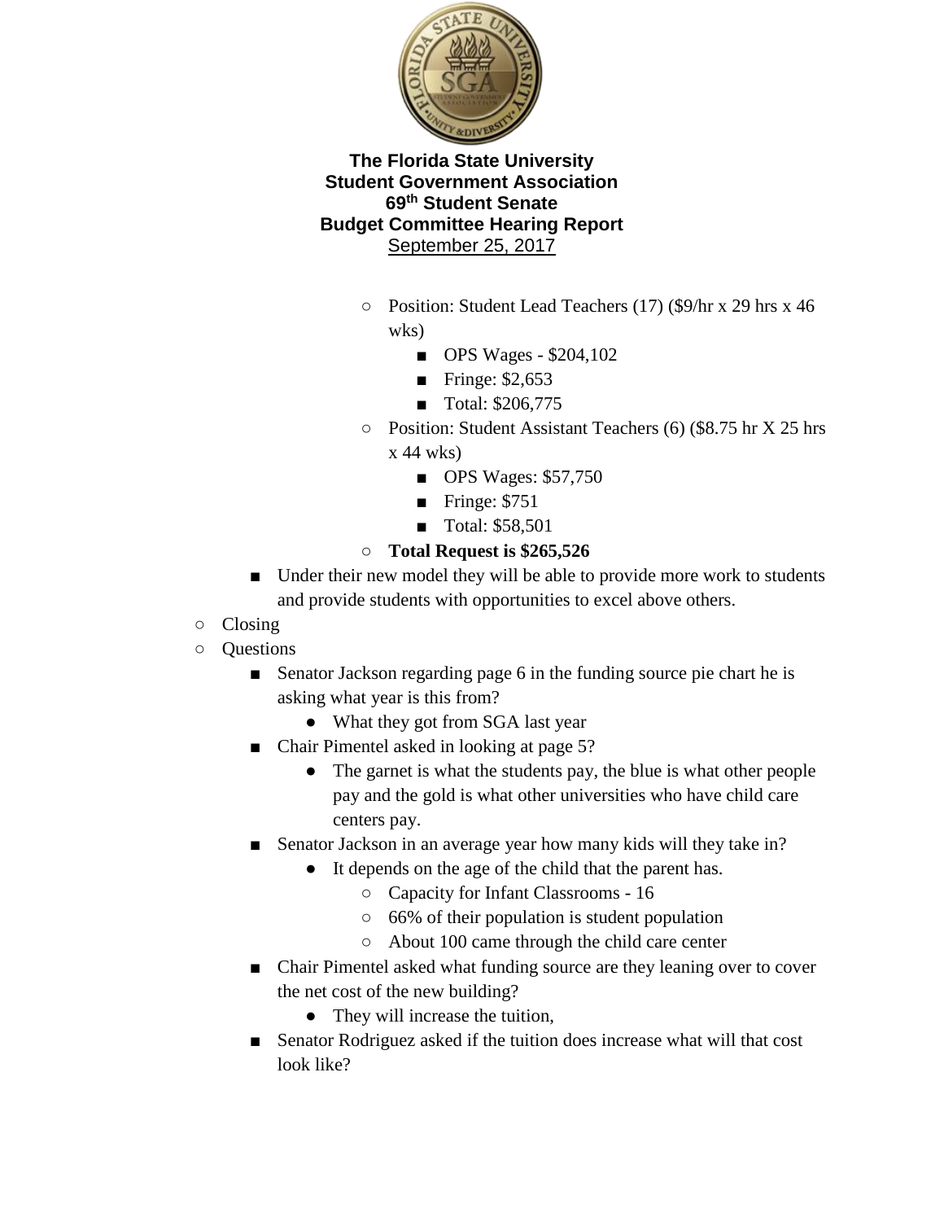**The Florida State University**
**Student Government Association**
**69th Student Senate**
**Budget Committee Hearing Report**
September 25, 2017

        - Position: Student Lead Teachers (17) ($9/hr x 29 hrs x 46 wks)
            - OPS Wages - $204,102
            - Fringe: $2,653
            - Total: $206,775
        - Position: Student Assistant Teachers (6) ($8.75 hr X 25 hrs x 44 wks)
            - OPS Wages: $57,750
            - Fringe: $751
            - Total: $58,501
        - **Total Request is $265,526**
    - Under their new model they will be able to provide more work to students and provide students with opportunities to excel above others.
- Closing
- Questions
    - Senator Jackson regarding page 6 in the funding source pie chart he is asking what year is this from?
        - What they got from SGA last year
    - Chair Pimentel asked in looking at page 5?
        - The garnet is what the students pay, the blue is what other people pay and the gold is what other universities who have child care centers pay.
    - Senator Jackson in an average year how many kids will they take in?
        - It depends on the age of the child that the parent has.
            - Capacity for Infant Classrooms - 16
            - 66% of their population is student population
            - About 100 came through the child care center
    - Chair Pimentel asked what funding source are they leaning over to cover the net cost of the new building?
        - They will increase the tuition,
    - Senator Rodriguez asked if the tuition does increase what will that cost look like?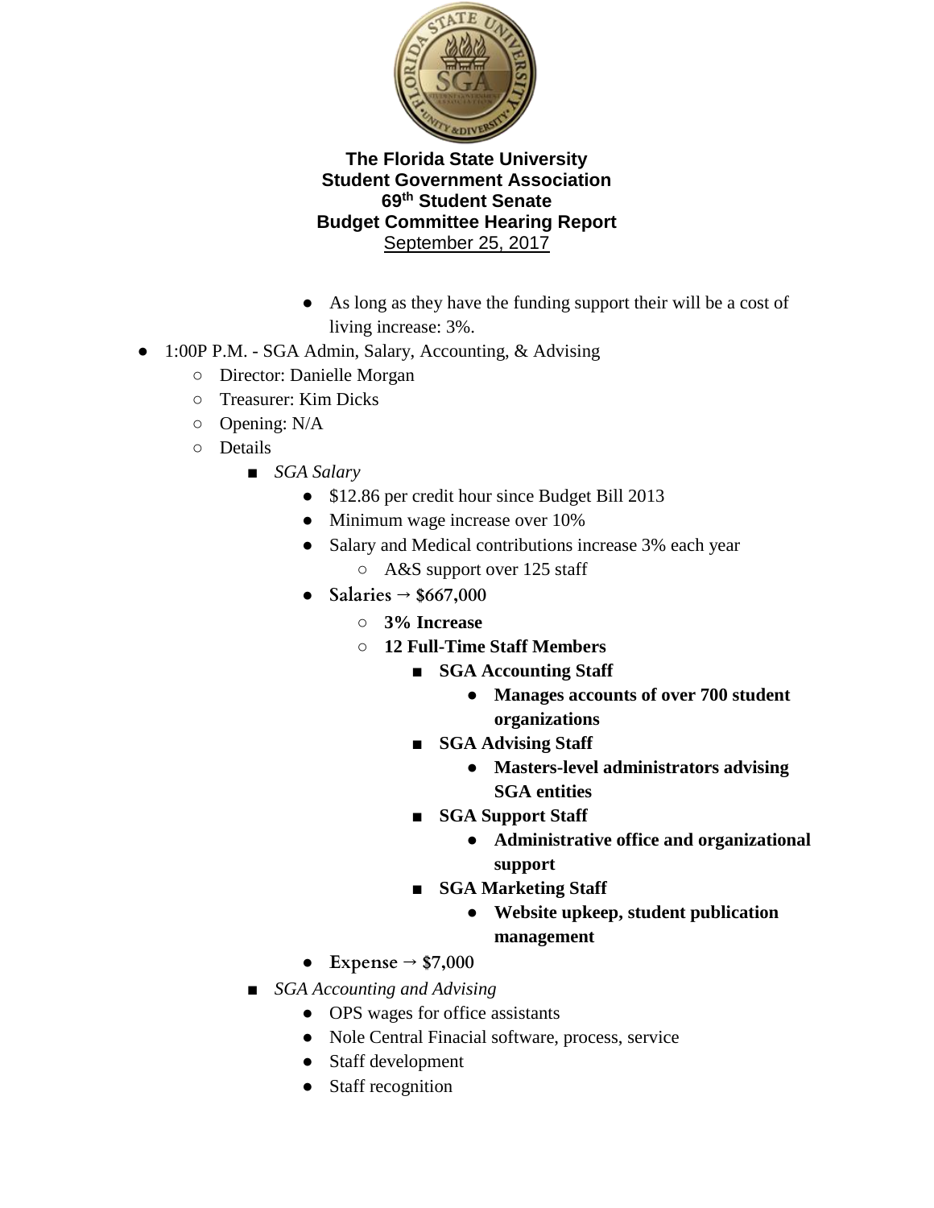**The Florida State University**
**Student Government Association**
**69th Student Senate**
**Budget Committee Hearing Report**
September 25, 2017

- As long as they have the funding support their will be a cost of living increase: 3%.

- 1:00P P.M. - SGA Admin, Salary, Accounting, & Advising
  - Director: Danielle Morgan
  - Treasurer: Kim Dicks
  - Opening: N/A
  - Details
    - *SGA Salary*
      - $12.86 per credit hour since Budget Bill 2013
      - Minimum wage increase over 10%
      - Salary and Medical contributions increase 3% each year
        - A&S support over 125 staff
      - **Salaries → $667,000**
        - **3% Increase**
        - **12 Full-Time Staff Members**
          - **SGA Accounting Staff**
            - **Manages accounts of over 700 student organizations**
          - **SGA Advising Staff**
            - **Masters-level administrators advising SGA entities**
          - **SGA Support Staff**
            - **Administrative office and organizational support**
          - **SGA Marketing Staff**
            - **Website upkeep, student publication management**
      - **Expense → $7,000**
    - *SGA Accounting and Advising*
      - OPS wages for office assistants
      - Nole Central Finacial software, process, service
      - Staff development
      - Staff recognition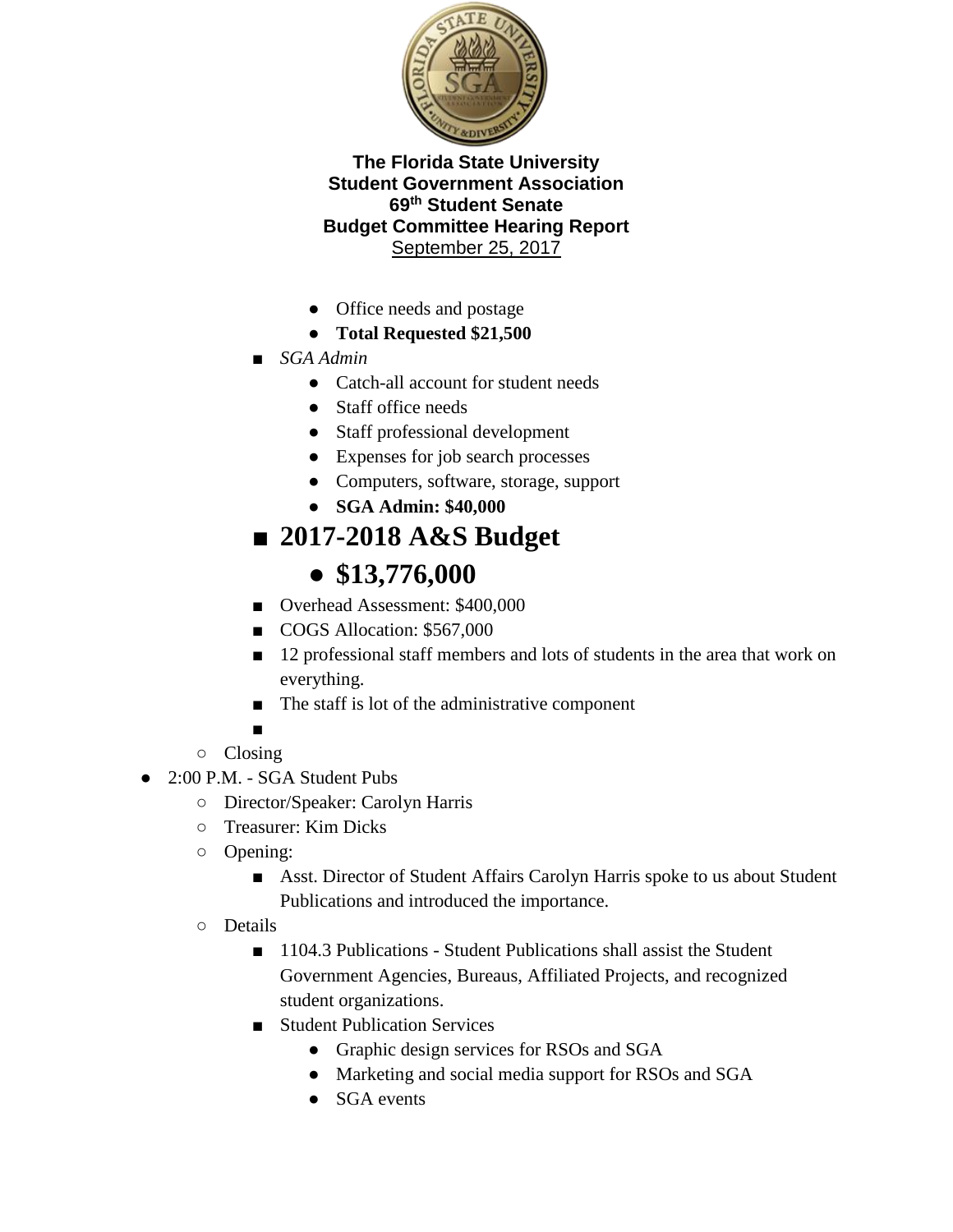**The Florida State University**
**Student Government Association**
**69th Student Senate**
**Budget Committee Hearing Report**
September 25, 2017

            - Office needs and postage
            - **Total Requested $21,500**
        - *SGA Admin*
            - Catch-all account for student needs
            - Staff office needs
            - Staff professional development
            - Expenses for job search processes
            - Computers, software, storage, support
            - **SGA Admin: $40,000**
        - **2017-2018 A&S Budget**
            - **$13,776,000**
        - Overhead Assessment: $400,000
        - COGS Allocation: $567,000
        - 12 professional staff members and lots of students in the area that work on everything.
        - The staff is lot of the administrative component
        -
    - Closing
- 2:00 P.M. - SGA Student Pubs
    - Director/Speaker: Carolyn Harris
    - Treasurer: Kim Dicks
    - Opening:
        - Asst. Director of Student Affairs Carolyn Harris spoke to us about Student Publications and introduced the importance.
    - Details
        - 1104.3 Publications - Student Publications shall assist the Student Government Agencies, Bureaus, Affiliated Projects, and recognized student organizations.
        - Student Publication Services
            - Graphic design services for RSOs and SGA
            - Marketing and social media support for RSOs and SGA
            - SGA events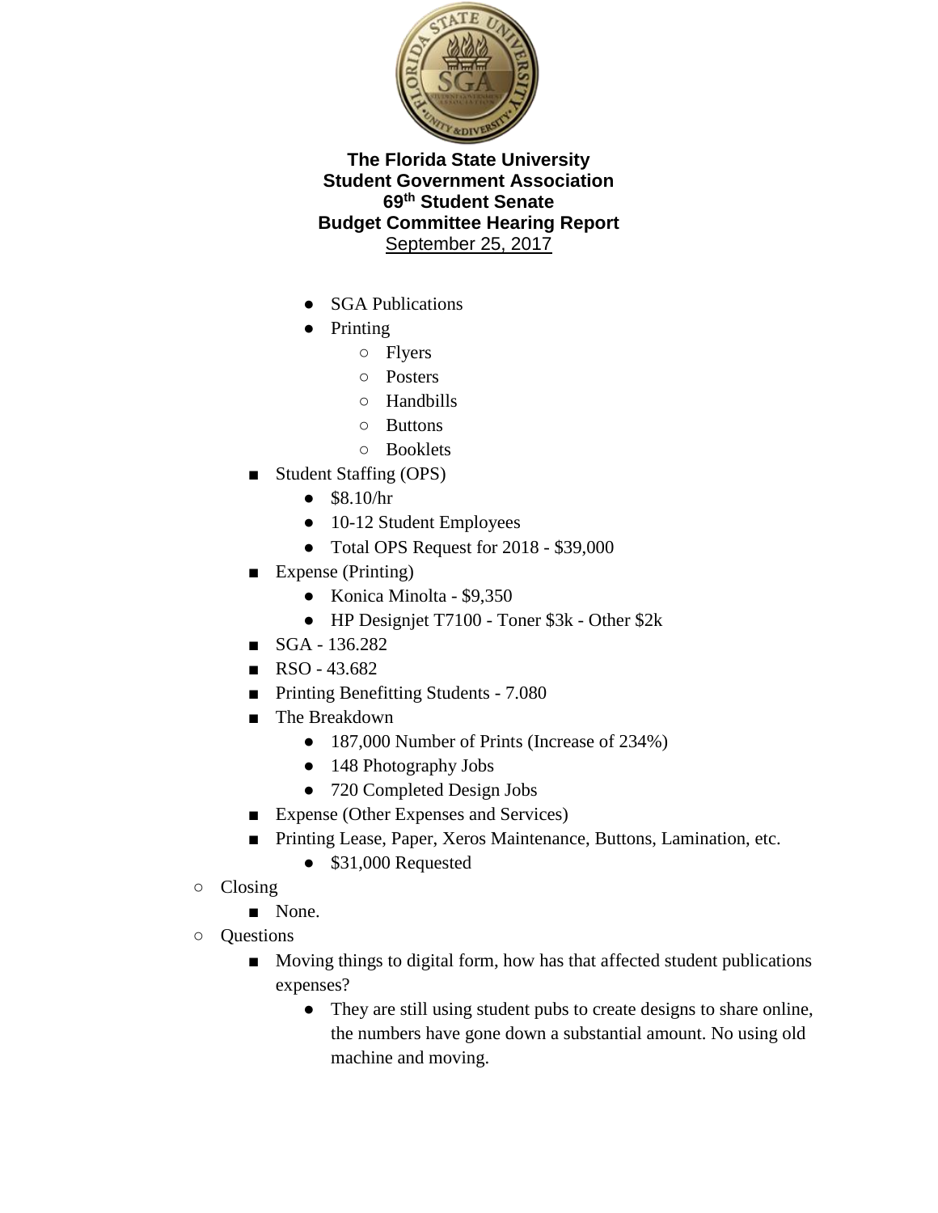**The Florida State University**
**Student Government Association**
**69th Student Senate**
**Budget Committee Hearing Report**
September 25, 2017

- SGA Publications
- Printing
  - Flyers
  - Posters
  - Handbills
  - Buttons
  - Booklets

- Student Staffing (OPS)
  - $8.10/hr
  - 10-12 Student Employees
  - Total OPS Request for 2018 - $39,000
- Expense (Printing)
  - Konica Minolta - $9,350
  - HP Designjet T7100 - Toner $3k - Other $2k
- SGA - 136.282
- RSO - 43.682
- Printing Benefitting Students - 7.080
- The Breakdown
  - 187,000 Number of Prints (Increase of 234%)
  - 148 Photography Jobs
  - 720 Completed Design Jobs
- Expense (Other Expenses and Services)
- Printing Lease, Paper, Xeros Maintenance, Buttons, Lamination, etc.
  - $31,000 Requested

- Closing
  - None.
- Questions
  - Moving things to digital form, how has that affected student publications expenses?
    - They are still using student pubs to create designs to share online, the numbers have gone down a substantial amount. No using old machine and moving.